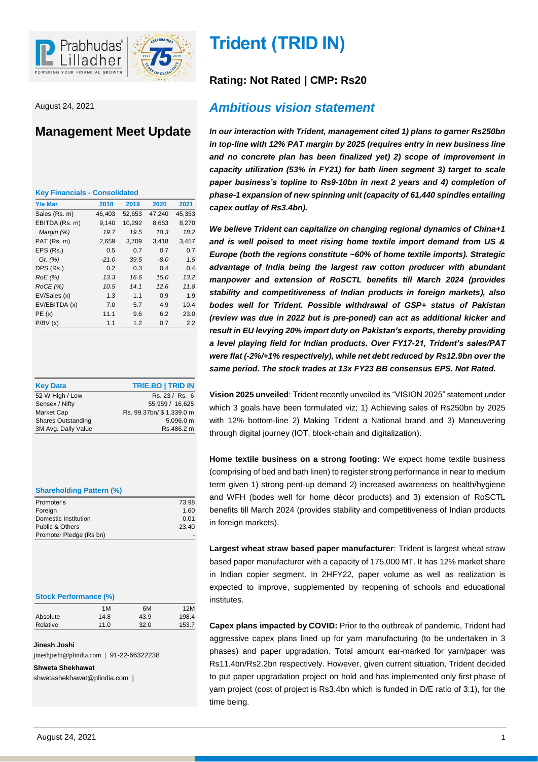# Trident (TRID IN)

**Rating: Not Rated | CMP: Rs20**

August 24, 2021

## Management Meet Update

**Key Financials - Consolidated**

| Y/e Mar | 2018 | 2019 | 2020 | 2021 |
|---|---|---|---|---|
| Sales (Rs. m) | 46,403 | 52,653 | 47,240 | 45,353 |
| EBITDA (Rs. m) | 9,140 | 10,292 | 8,653 | 8,270 |
| *Margin (%)* | *19.7* | *19.5* | *18.3* | *18.2* |
| PAT (Rs. m) | 2,659 | 3,709 | 3,418 | 3,457 |
| EPS (Rs.) | 0.5 | 0.7 | 0.7 | 0.7 |
| *Gr. (%)* | *-21.0* | *39.5* | *-8.0* | *1.5* |
| DPS (Rs.) | 0.2 | 0.3 | 0.4 | 0.4 |
| *RoE (%)* | *13.3* | *16.6* | *15.0* | *13.2* |
| *RoCE (%)* | *10.5* | *14.1* | *12.6* | *11.8* |
| EV/Sales (x) | 1.3 | 1.1 | 0.9 | 1.9 |
| EV/EBITDA (x) | 7.0 | 5.7 | 4.9 | 10.4 |
| PE (x) | 11.1 | 9.6 | 6.2 | 23.0 |
| P/BV (x) | 1.1 | 1.2 | 0.7 | 2.2 |

| Key Data | TRIE.BO \| TRID IN |
|---|---|
| 52-W High / Low | Rs. 23 / Rs. 6 |
| Sensex / Nifty | 55,959 / 16,625 |
| Market Cap | Rs. 99.37bn/ $ 1,339.0 m |
| Shares Outstanding | 5,096.0 m |
| 3M Avg. Daily Value | Rs.486.2 m |

**Shareholding Pattern (%)**

| | |
|---|---|
| Promoter's | 73.98 |
| Foreign | 1.60 |
| Domestic Institution | 0.01 |
| Public & Others | 23.40 |
| Promoter Pledge (Rs bn) | - |

**Stock Performance (%)**

| | 1M | 6M | 12M |
|---|---|---|---|
| Absolute | 14.8 | 43.9 | 198.4 |
| Relative | 11.0 | 32.0 | 153.7 |

**Jinesh Joshi**
jineshjoshi@plindia.com | 91-22-66322238

**Shweta Shekhawat**
shwetashekhawat@plindia.com |

## *Ambitious vision statement*

***In our interaction with Trident, management cited 1) plans to garner Rs250bn in top-line with 12% PAT margin by 2025 (requires entry in new business line and no concrete plan has been finalized yet) 2) scope of improvement in capacity utilization (53% in FY21) for bath linen segment 3) target to scale paper business's topline to Rs9-10bn in next 2 years and 4) completion of phase-1 expansion of new spinning unit (capacity of 61,440 spindles entailing capex outlay of Rs3.4bn).***

***We believe Trident can capitalize on changing regional dynamics of China+1 and is well poised to meet rising home textile import demand from US & Europe (both the regions constitute ~60% of home textile imports). Strategic advantage of India being the largest raw cotton producer with abundant manpower and extension of RoSCTL benefits till March 2024 (provides stability and competitiveness of Indian products in foreign markets), also bodes well for Trident. Possible withdrawal of GSP+ status of Pakistan (review was due in 2022 but is pre-poned) can act as additional kicker and result in EU levying 20% import duty on Pakistan's exports, thereby providing a level playing field for Indian products. Over FY17-21, Trident's sales/PAT were flat (-2%/+1% respectively), while net debt reduced by Rs12.9bn over the same period. The stock trades at 13x FY23 BB consensus EPS. Not Rated.***

**Vision 2025 unveiled**: Trident recently unveiled its "VISION 2025" statement under which 3 goals have been formulated viz; 1) Achieving sales of Rs250bn by 2025 with 12% bottom-line 2) Making Trident a National brand and 3) Maneuvering through digital journey (IOT, block-chain and digitalization).

**Home textile business on a strong footing:** We expect home textile business (comprising of bed and bath linen) to register strong performance in near to medium term given 1) strong pent-up demand 2) increased awareness on health/hygiene and WFH (bodes well for home décor products) and 3) extension of RoSCTL benefits till March 2024 (provides stability and competitiveness of Indian products in foreign markets).

**Largest wheat straw based paper manufacturer**: Trident is largest wheat straw based paper manufacturer with a capacity of 175,000 MT. It has 12% market share in Indian copier segment. In 2HFY22, paper volume as well as realization is expected to improve, supplemented by reopening of schools and educational institutes.

**Capex plans impacted by COVID:** Prior to the outbreak of pandemic, Trident had aggressive capex plans lined up for yarn manufacturing (to be undertaken in 3 phases) and paper upgradation. Total amount ear-marked for yarn/paper was Rs11.4bn/Rs2.2bn respectively. However, given current situation, Trident decided to put paper upgradation project on hold and has implemented only first phase of yarn project (cost of project is Rs3.4bn which is funded in D/E ratio of 3:1), for the time being.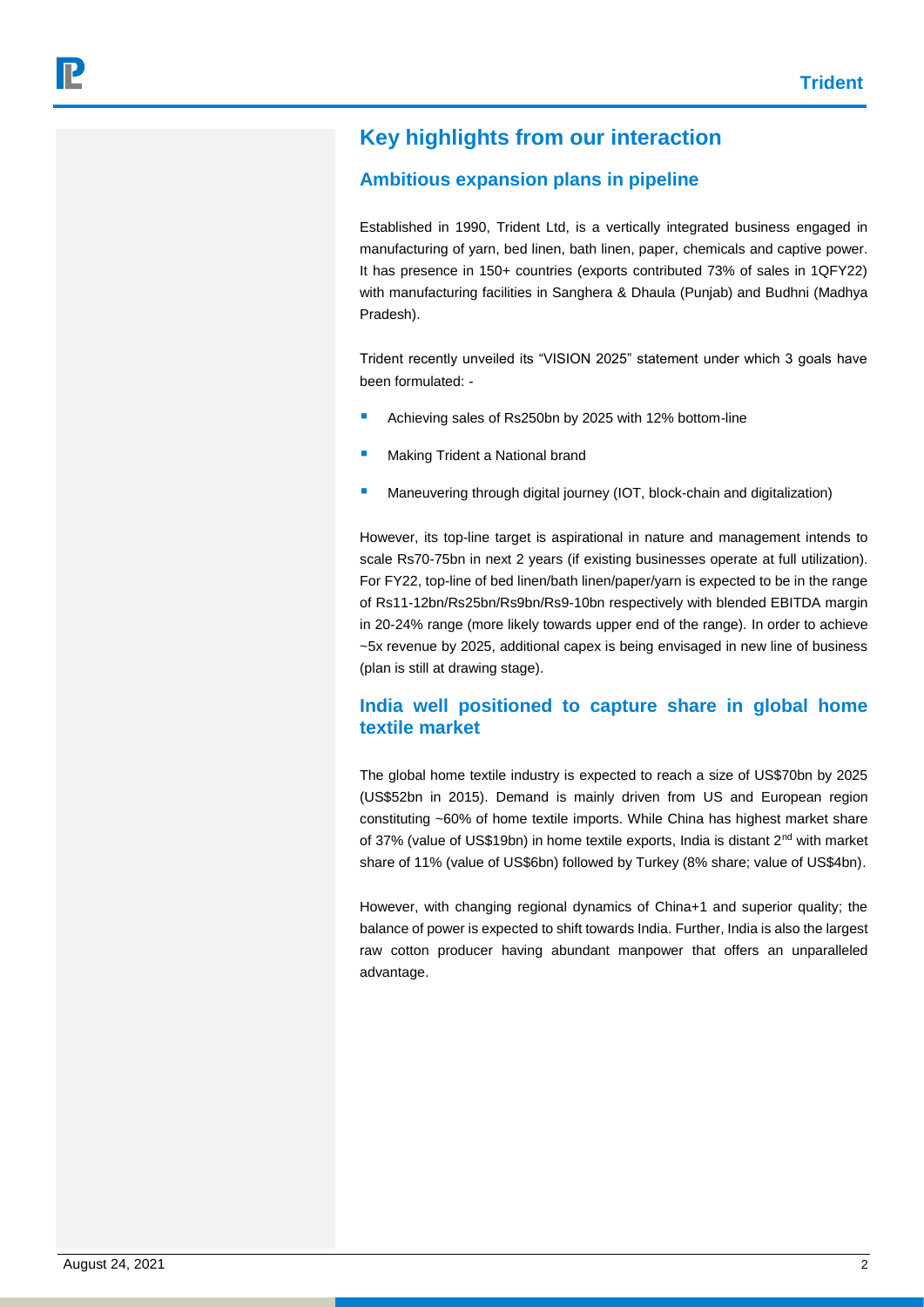# Key highlights from our interaction

## Ambitious expansion plans in pipeline

Established in 1990, Trident Ltd, is a vertically integrated business engaged in manufacturing of yarn, bed linen, bath linen, paper, chemicals and captive power. It has presence in 150+ countries (exports contributed 73% of sales in 1QFY22) with manufacturing facilities in Sanghera & Dhaula (Punjab) and Budhni (Madhya Pradesh).

Trident recently unveiled its "VISION 2025" statement under which 3 goals have been formulated: -

- Achieving sales of Rs250bn by 2025 with 12% bottom-line
- Making Trident a National brand
- Maneuvering through digital journey (IOT, block-chain and digitalization)

However, its top-line target is aspirational in nature and management intends to scale Rs70-75bn in next 2 years (if existing businesses operate at full utilization). For FY22, top-line of bed linen/bath linen/paper/yarn is expected to be in the range of Rs11-12bn/Rs25bn/Rs9bn/Rs9-10bn respectively with blended EBITDA margin in 20-24% range (more likely towards upper end of the range). In order to achieve ~5x revenue by 2025, additional capex is being envisaged in new line of business (plan is still at drawing stage).

## India well positioned to capture share in global home textile market

The global home textile industry is expected to reach a size of US$70bn by 2025 (US$52bn in 2015). Demand is mainly driven from US and European region constituting ~60% of home textile imports. While China has highest market share of 37% (value of US$19bn) in home textile exports, India is distant 2nd with market share of 11% (value of US$6bn) followed by Turkey (8% share; value of US$4bn).

However, with changing regional dynamics of China+1 and superior quality; the balance of power is expected to shift towards India. Further, India is also the largest raw cotton producer having abundant manpower that offers an unparalleled advantage.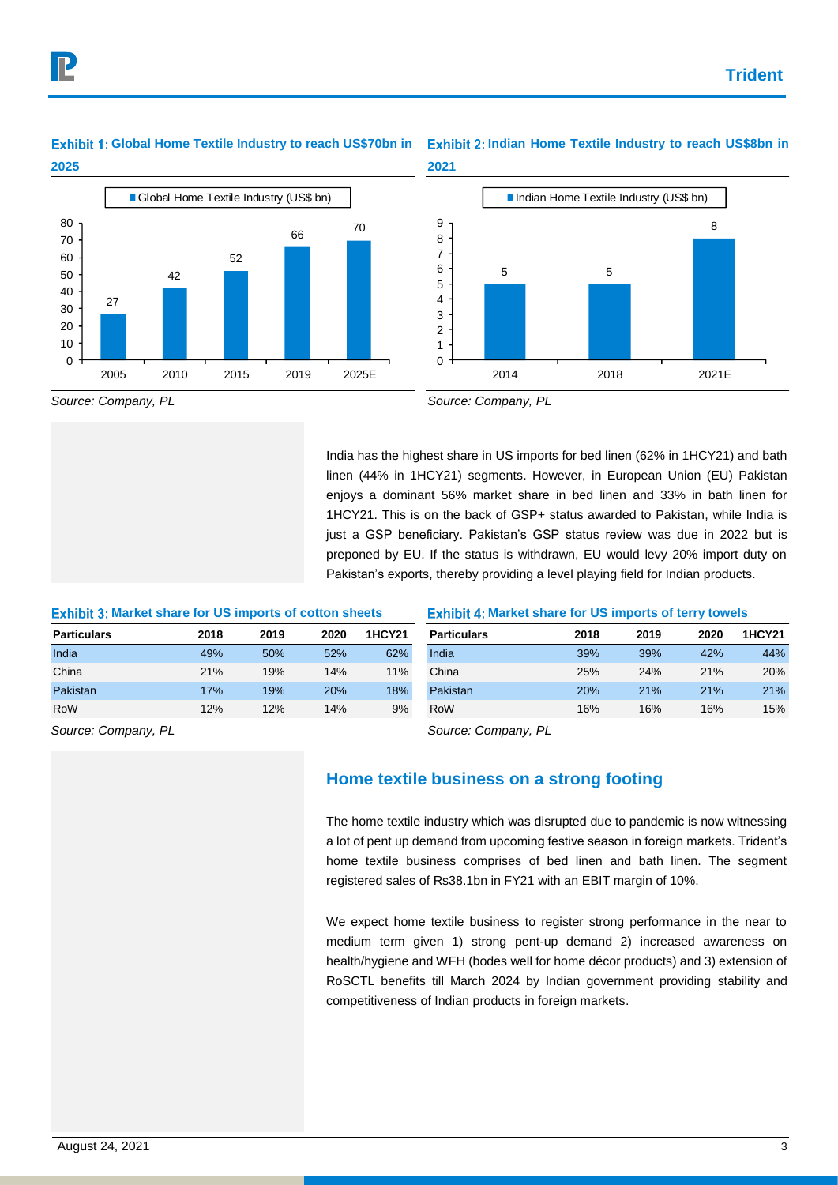**Exhibit 1: Global Home Textile Industry to reach US$70bn in 2025**

| Year | Global Home Textile Industry (US$ bn) |
|---|---|
| 2005 | 27 |
| 2010 | 42 |
| 2015 | 52 |
| 2019 | 66 |
| 2025E | 70 |

*Source: Company, PL*

**Exhibit 2: Indian Home Textile Industry to reach US$8bn in 2021**

| Year | Indian Home Textile Industry (US$ bn) |
|---|---|
| 2014 | 5 |
| 2018 | 5 |
| 2021E | 8 |

*Source: Company, PL*

India has the highest share in US imports for bed linen (62% in 1HCY21) and bath linen (44% in 1HCY21) segments. However, in European Union (EU) Pakistan enjoys a dominant 56% market share in bed linen and 33% in bath linen for 1HCY21. This is on the back of GSP+ status awarded to Pakistan, while India is just a GSP beneficiary. Pakistan's GSP status review was due in 2022 but is preponed by EU. If the status is withdrawn, EU would levy 20% import duty on Pakistan's exports, thereby providing a level playing field for Indian products.

**Exhibit 3: Market share for US imports of cotton sheets**

| Particulars | 2018 | 2019 | 2020 | 1HCY21 |
|---|---|---|---|---|
| India | 49% | 50% | 52% | 62% |
| China | 21% | 19% | 14% | 11% |
| Pakistan | 17% | 19% | 20% | 18% |
| RoW | 12% | 12% | 14% | 9% |

*Source: Company, PL*

**Exhibit 4: Market share for US imports of terry towels**

| Particulars | 2018 | 2019 | 2020 | 1HCY21 |
|---|---|---|---|---|
| India | 39% | 39% | 42% | 44% |
| China | 25% | 24% | 21% | 20% |
| Pakistan | 20% | 21% | 21% | 21% |
| RoW | 16% | 16% | 16% | 15% |

*Source: Company, PL*

## Home textile business on a strong footing

The home textile industry which was disrupted due to pandemic is now witnessing a lot of pent up demand from upcoming festive season in foreign markets. Trident's home textile business comprises of bed linen and bath linen. The segment registered sales of Rs38.1bn in FY21 with an EBIT margin of 10%.

We expect home textile business to register strong performance in the near to medium term given 1) strong pent-up demand 2) increased awareness on health/hygiene and WFH (bodes well for home décor products) and 3) extension of RoSCTL benefits till March 2024 by Indian government providing stability and competitiveness of Indian products in foreign markets.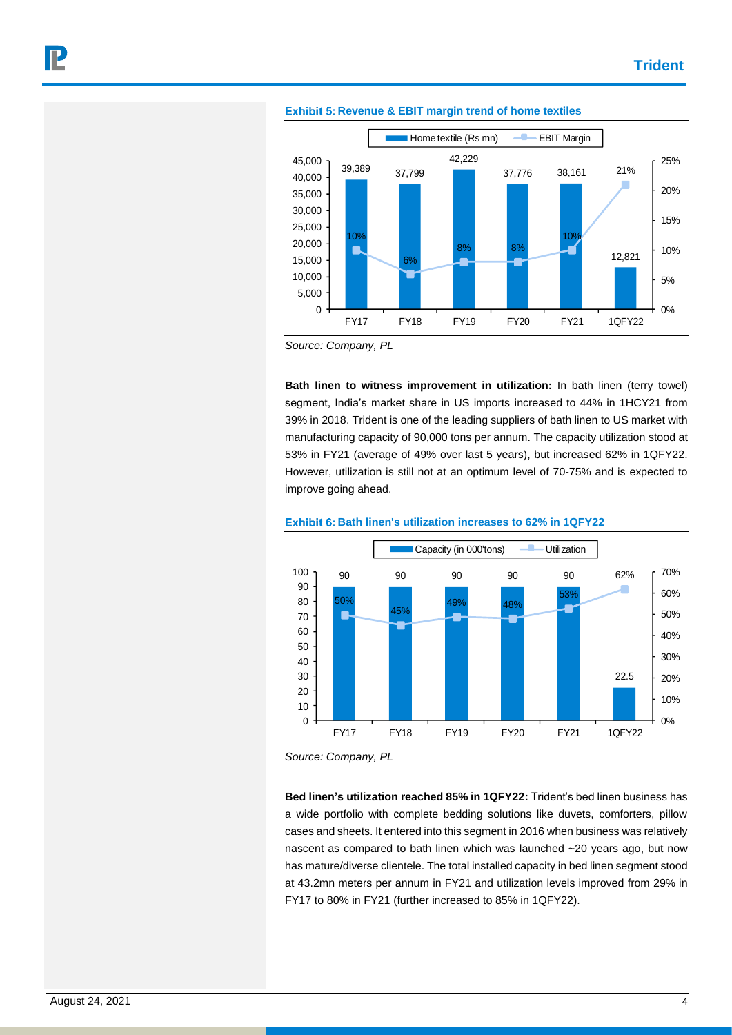**Exhibit 5: Revenue & EBIT margin trend of home textiles**

| | FY17 | FY18 | FY19 | FY20 | FY21 | 1QFY22 |
|---|---|---|---|---|---|---|
| Home textile (Rs mn) | 39,389 | 37,799 | 42,229 | 37,776 | 38,161 | 12,821 |
| EBIT Margin | 10% | 6% | 8% | 8% | 10% | 21% |

*Source: Company, PL*

**Bath linen to witness improvement in utilization:** In bath linen (terry towel) segment, India's market share in US imports increased to 44% in 1HCY21 from 39% in 2018. Trident is one of the leading suppliers of bath linen to US market with manufacturing capacity of 90,000 tons per annum. The capacity utilization stood at 53% in FY21 (average of 49% over last 5 years), but increased 62% in 1QFY22. However, utilization is still not at an optimum level of 70-75% and is expected to improve going ahead.

**Exhibit 6: Bath linen's utilization increases to 62% in 1QFY22**

| | FY17 | FY18 | FY19 | FY20 | FY21 | 1QFY22 |
|---|---|---|---|---|---|---|
| Capacity (in 000'tons) | 90 | 90 | 90 | 90 | 90 | 22.5 |
| Utilization | 50% | 45% | 49% | 48% | 53% | 62% |

*Source: Company, PL*

**Bed linen's utilization reached 85% in 1QFY22:** Trident's bed linen business has a wide portfolio with complete bedding solutions like duvets, comforters, pillow cases and sheets. It entered into this segment in 2016 when business was relatively nascent as compared to bath linen which was launched ~20 years ago, but now has mature/diverse clientele. The total installed capacity in bed linen segment stood at 43.2mn meters per annum in FY21 and utilization levels improved from 29% in FY17 to 80% in FY21 (further increased to 85% in 1QFY22).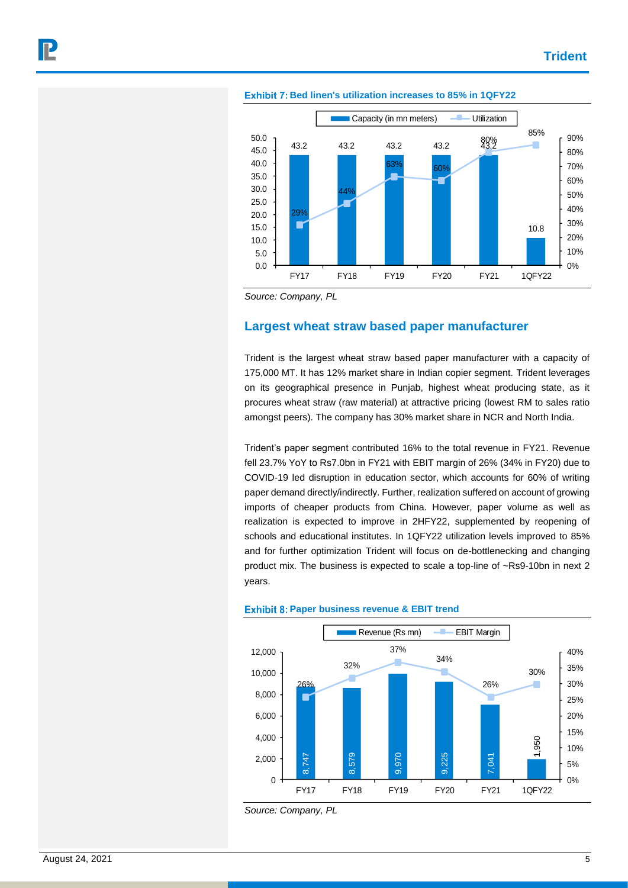**Exhibit 7: Bed linen's utilization increases to 85% in 1QFY22**

| | FY17 | FY18 | FY19 | FY20 | FY21 | 1QFY22 |
|---|---|---|---|---|---|---|
| Capacity (in mn meters) | 43.2 | 43.2 | 43.2 | 43.2 | 43.2 | 10.8 |
| Utilization | 29% | 44% | 63% | 60% | 80% | 85% |

*Source: Company, PL*

## Largest wheat straw based paper manufacturer

Trident is the largest wheat straw based paper manufacturer with a capacity of 175,000 MT. It has 12% market share in Indian copier segment. Trident leverages on its geographical presence in Punjab, highest wheat producing state, as it procures wheat straw (raw material) at attractive pricing (lowest RM to sales ratio amongst peers). The company has 30% market share in NCR and North India.

Trident's paper segment contributed 16% to the total revenue in FY21. Revenue fell 23.7% YoY to Rs7.0bn in FY21 with EBIT margin of 26% (34% in FY20) due to COVID-19 led disruption in education sector, which accounts for 60% of writing paper demand directly/indirectly. Further, realization suffered on account of growing imports of cheaper products from China. However, paper volume as well as realization is expected to improve in 2HFY22, supplemented by reopening of schools and educational institutes. In 1QFY22 utilization levels improved to 85% and for further optimization Trident will focus on de-bottlenecking and changing product mix. The business is expected to scale a top-line of ~Rs9-10bn in next 2 years.

**Exhibit 8: Paper business revenue & EBIT trend**

| | FY17 | FY18 | FY19 | FY20 | FY21 | 1QFY22 |
|---|---|---|---|---|---|---|
| Revenue (Rs mn) | 8,747 | 8,579 | 9,970 | 9,225 | 7,041 | 1,950 |
| EBIT Margin | 26% | 32% | 37% | 34% | 26% | 30% |

*Source: Company, PL*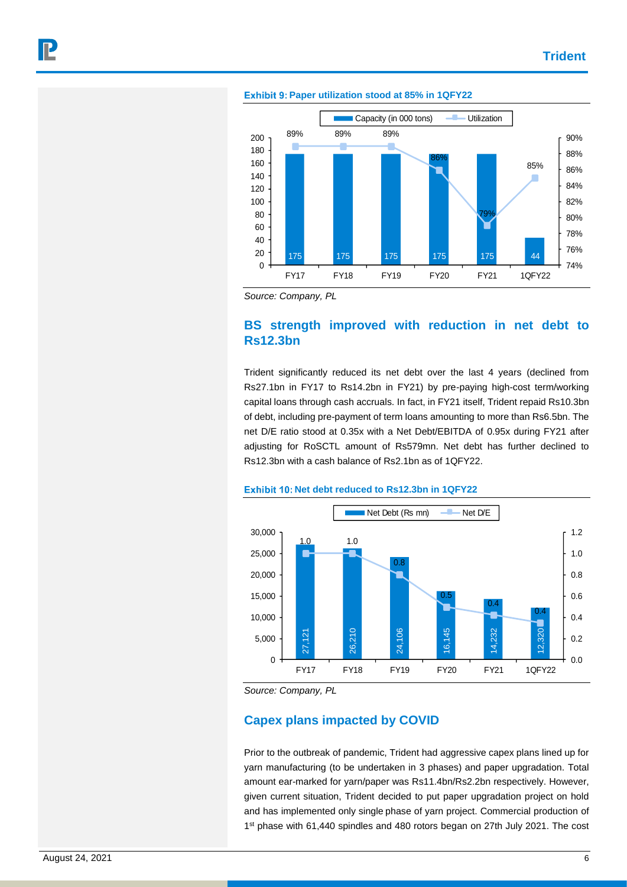**Exhibit 9: Paper utilization stood at 85% in 1QFY22**

| | FY17 | FY18 | FY19 | FY20 | FY21 | 1QFY22 |
|---|---|---|---|---|---|---|
| Capacity (in 000 tons) | 175 | 175 | 175 | 175 | 175 | 44 |
| Utilization | 89% | 89% | 89% | 86% | 79% | 85% |

*Source: Company, PL*

## BS strength improved with reduction in net debt to Rs12.3bn

Trident significantly reduced its net debt over the last 4 years (declined from Rs27.1bn in FY17 to Rs14.2bn in FY21) by pre-paying high-cost term/working capital loans through cash accruals. In fact, in FY21 itself, Trident repaid Rs10.3bn of debt, including pre-payment of term loans amounting to more than Rs6.5bn. The net D/E ratio stood at 0.35x with a Net Debt/EBITDA of 0.95x during FY21 after adjusting for RoSCTL amount of Rs579mn. Net debt has further declined to Rs12.3bn with a cash balance of Rs2.1bn as of 1QFY22.

**Exhibit 10: Net debt reduced to Rs12.3bn in 1QFY22**

| | FY17 | FY18 | FY19 | FY20 | FY21 | 1QFY22 |
|---|---|---|---|---|---|---|
| Net Debt (Rs mn) | 27,121 | 26,210 | 24,106 | 16,145 | 14,232 | 12,320 |
| Net D/E | 1.0 | 1.0 | 0.8 | 0.5 | 0.4 | 0.4 |

*Source: Company, PL*

## Capex plans impacted by COVID

Prior to the outbreak of pandemic, Trident had aggressive capex plans lined up for yarn manufacturing (to be undertaken in 3 phases) and paper upgradation. Total amount ear-marked for yarn/paper was Rs11.4bn/Rs2.2bn respectively. However, given current situation, Trident decided to put paper upgradation project on hold and has implemented only single phase of yarn project. Commercial production of 1st phase with 61,440 spindles and 480 rotors began on 27th July 2021. The cost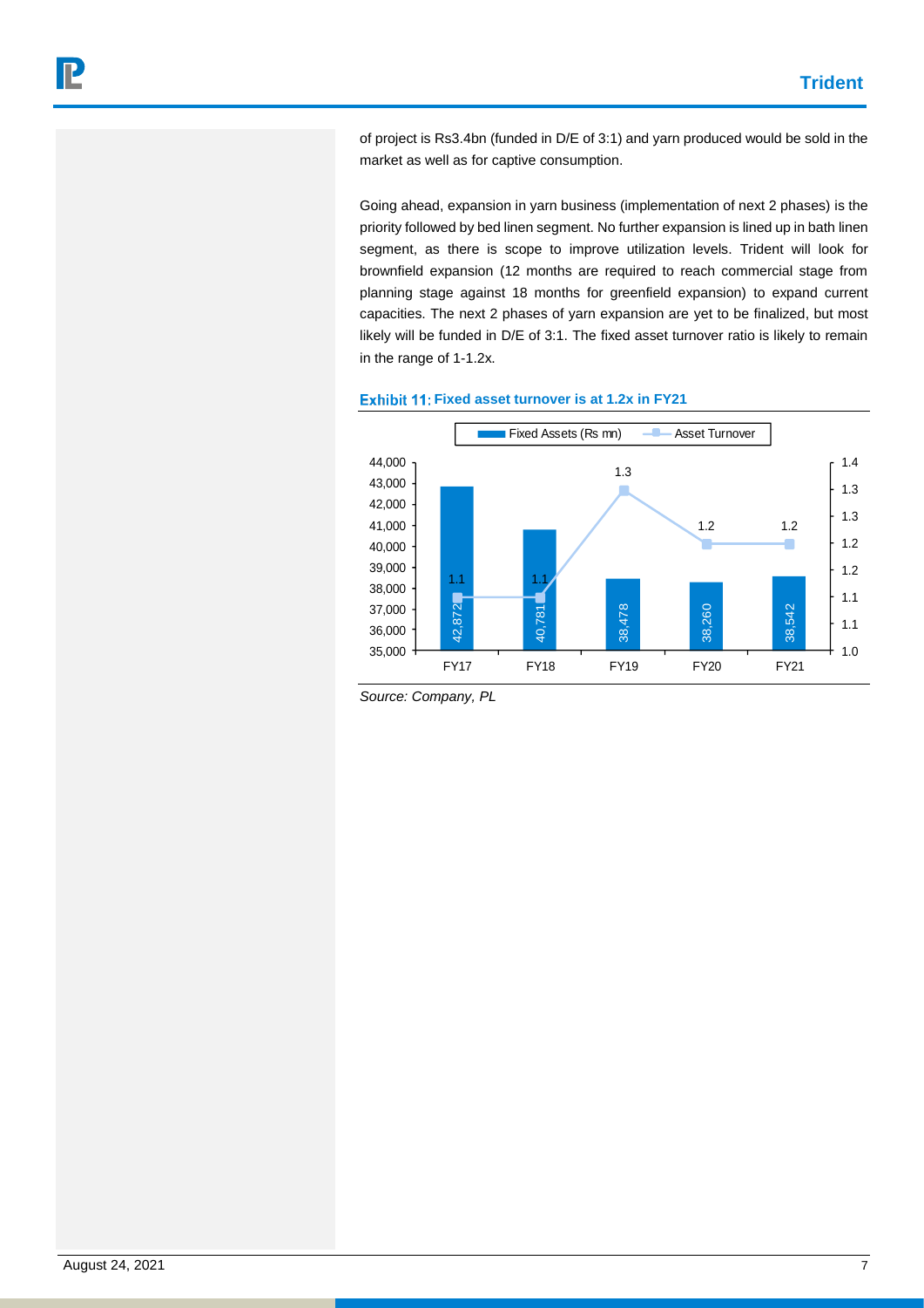of project is Rs3.4bn (funded in D/E of 3:1) and yarn produced would be sold in the market as well as for captive consumption.

Going ahead, expansion in yarn business (implementation of next 2 phases) is the priority followed by bed linen segment. No further expansion is lined up in bath linen segment, as there is scope to improve utilization levels. Trident will look for brownfield expansion (12 months are required to reach commercial stage from planning stage against 18 months for greenfield expansion) to expand current capacities. The next 2 phases of yarn expansion are yet to be finalized, but most likely will be funded in D/E of 3:1. The fixed asset turnover ratio is likely to remain in the range of 1-1.2x.

**Exhibit 11: Fixed asset turnover is at 1.2x in FY21**

| | FY17 | FY18 | FY19 | FY20 | FY21 |
|---|---|---|---|---|---|
| Fixed Assets (Rs mn) | 42,872 | 40,781 | 38,478 | 38,260 | 38,542 |
| Asset Turnover | 1.1 | 1.1 | 1.3 | 1.2 | 1.2 |

*Source: Company, PL*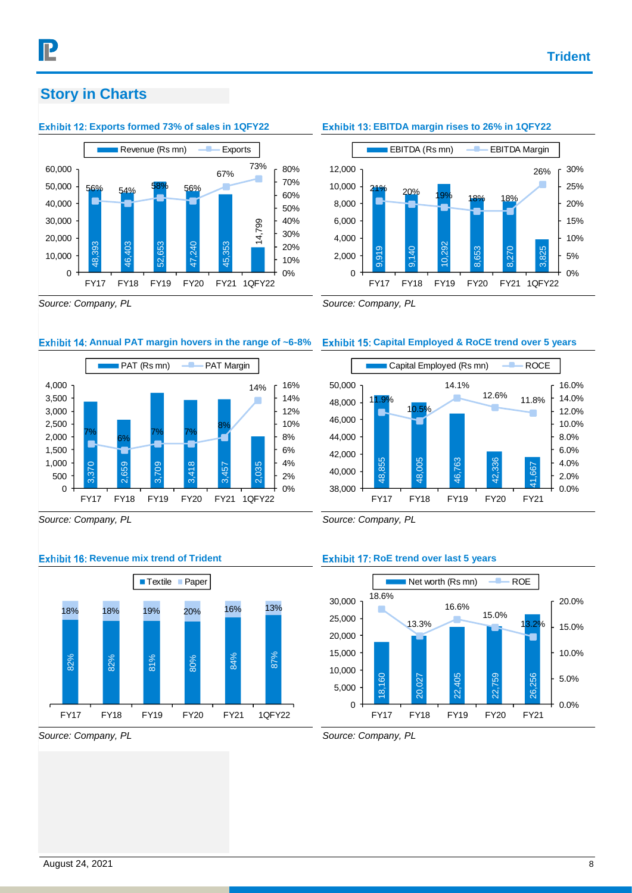## Story in Charts

**Exhibit 12: Exports formed 73% of sales in 1QFY22**

| | FY17 | FY18 | FY19 | FY20 | FY21 | 1QFY22 |
|---|---|---|---|---|---|---|
| Revenue (Rs mn) | 48,393 | 46,403 | 52,653 | 47,240 | 45,353 | 14,799 |
| Exports | 56% | 54% | 58% | 56% | 67% | 73% |

*Source: Company, PL*

**Exhibit 13: EBITDA margin rises to 26% in 1QFY22**

| | FY17 | FY18 | FY19 | FY20 | FY21 | 1QFY22 |
|---|---|---|---|---|---|---|
| EBITDA (Rs mn) | 9,919 | 9,140 | 10,292 | 8,653 | 8,270 | 3,825 |
| EBITDA Margin | 21% | 20% | 19% | 18% | 18% | 26% |

*Source: Company, PL*

**Exhibit 14: Annual PAT margin hovers in the range of ~6-8%**

| | FY17 | FY18 | FY19 | FY20 | FY21 | 1QFY22 |
|---|---|---|---|---|---|---|
| PAT (Rs mn) | 3,370 | 2,659 | 3,709 | 3,418 | 3,457 | 2,035 |
| PAT Margin | 7% | 6% | 7% | 7% | 8% | 14% |

*Source: Company, PL*

**Exhibit 15: Capital Employed & RoCE trend over 5 years**

| | FY17 | FY18 | FY19 | FY20 | FY21 |
|---|---|---|---|---|---|
| Capital Employed (Rs mn) | 48,855 | 48,005 | 46,763 | 42,336 | 41,667 |
| ROCE | 11.9% | 10.5% | 14.1% | 12.6% | 11.8% |

*Source: Company, PL*

**Exhibit 16: Revenue mix trend of Trident**

| | FY17 | FY18 | FY19 | FY20 | FY21 | 1QFY22 |
|---|---|---|---|---|---|---|
| Textile | 82% | 82% | 81% | 80% | 84% | 87% |
| Paper | 18% | 18% | 19% | 20% | 16% | 13% |

*Source: Company, PL*

**Exhibit 17: RoE trend over last 5 years**

| | FY17 | FY18 | FY19 | FY20 | FY21 |
|---|---|---|---|---|---|
| Net worth (Rs mn) | 18,160 | 20,027 | 22,405 | 22,759 | 26,256 |
| ROE | 18.6% | 13.3% | 16.6% | 15.0% | 13.2% |

*Source: Company, PL*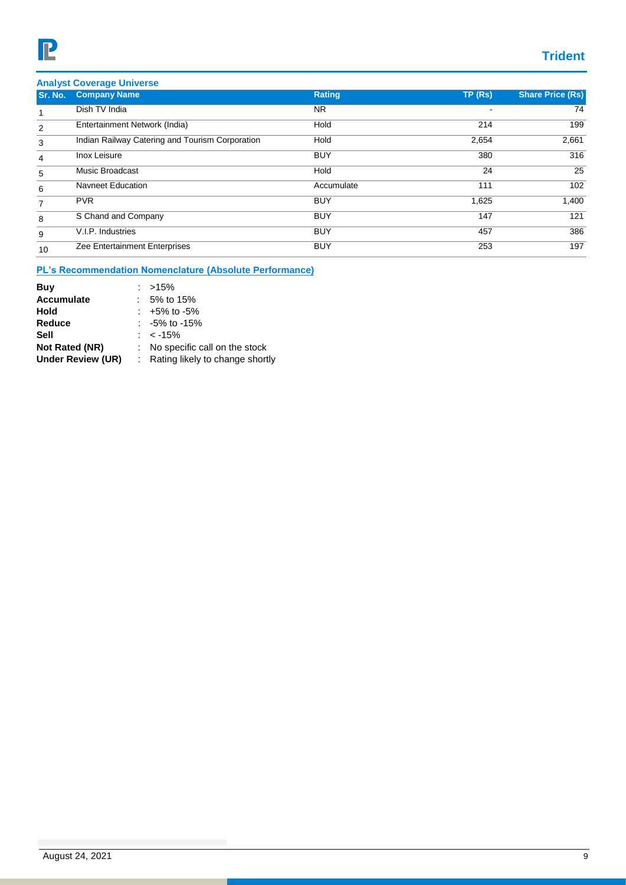### Analyst Coverage Universe

| Sr. No. | Company Name | Rating | TP (Rs) | Share Price (Rs) |
|---|---|---|---|---|
| 1 | Dish TV India | NR | - | 74 |
| 2 | Entertainment Network (India) | Hold | 214 | 199 |
| 3 | Indian Railway Catering and Tourism Corporation | Hold | 2,654 | 2,661 |
| 4 | Inox Leisure | BUY | 380 | 316 |
| 5 | Music Broadcast | Hold | 24 | 25 |
| 6 | Navneet Education | Accumulate | 111 | 102 |
| 7 | PVR | BUY | 1,625 | 1,400 |
| 8 | S Chand and Company | BUY | 147 | 121 |
| 9 | V.I.P. Industries | BUY | 457 | 386 |
| 10 | Zee Entertainment Enterprises | BUY | 253 | 197 |

### PL's Recommendation Nomenclature (Absolute Performance)

**Buy** : >15%
**Accumulate** : 5% to 15%
**Hold** : +5% to -5%
**Reduce** : -5% to -15%
**Sell** : < -15%
**Not Rated (NR)** : No specific call on the stock
**Under Review (UR)** : Rating likely to change shortly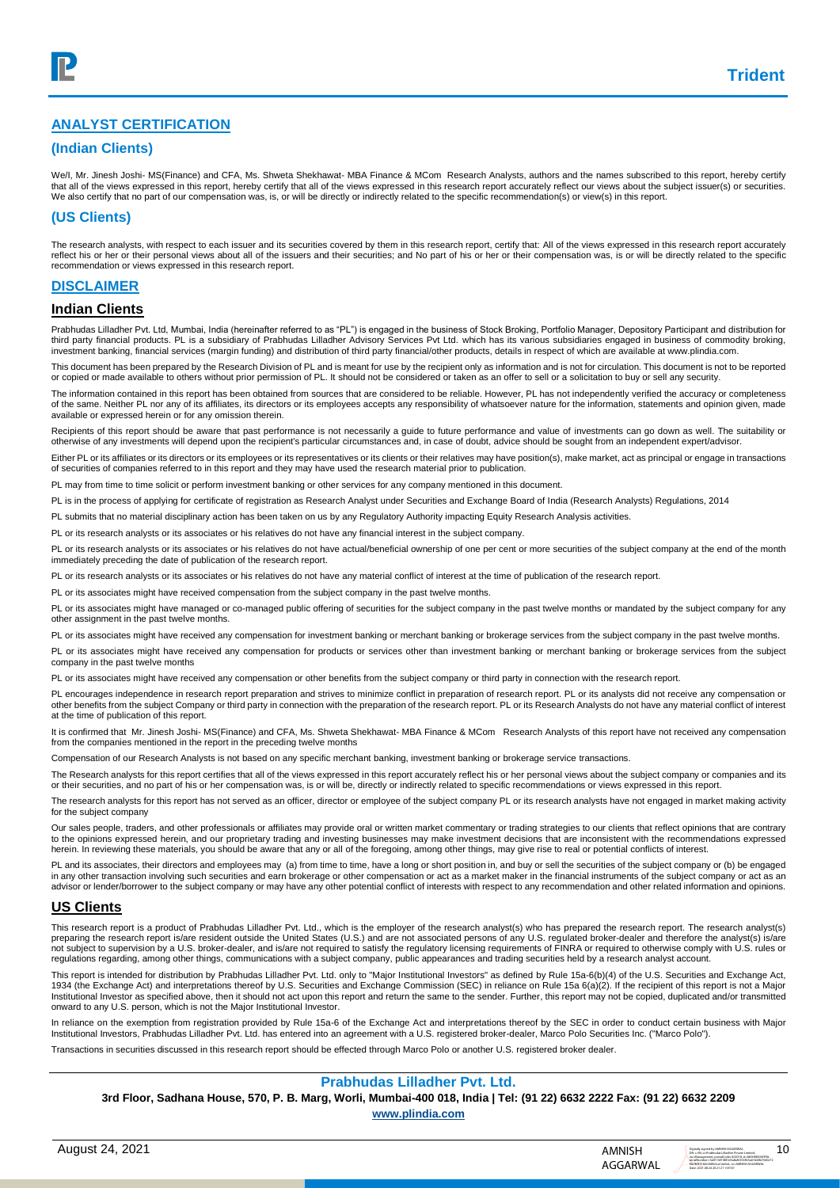## ANALYST CERTIFICATION

### (Indian Clients)

We/I, Mr. Jinesh Joshi- MS(Finance) and CFA, Ms. Shweta Shekhawat- MBA Finance & MCom Research Analysts, authors and the names subscribed to this report, hereby certify that all of the views expressed in this report, hereby certify that all of the views expressed in this research report accurately reflect our views about the subject issuer(s) or securities. We also certify that no part of our compensation was, is, or will be directly or indirectly related to the specific recommendation(s) or view(s) in this report.

### (US Clients)

The research analysts, with respect to each issuer and its securities covered by them in this research report, certify that: All of the views expressed in this research report accurately reflect his or her or their personal views about all of the issuers and their securities; and No part of his or her or their compensation was, is or will be directly related to the specific recommendation or views expressed in this research report.

## DISCLAIMER

### Indian Clients

Prabhudas Lilladher Pvt. Ltd, Mumbai, India (hereinafter referred to as "PL") is engaged in the business of Stock Broking, Portfolio Manager, Depository Participant and distribution for third party financial products. PL is a subsidiary of Prabhudas Lilladher Advisory Services Pvt Ltd. which has its various subsidiaries engaged in business of commodity broking, investment banking, financial services (margin funding) and distribution of third party financial/other products, details in respect of which are available at www.plindia.com.

This document has been prepared by the Research Division of PL and is meant for use by the recipient only as information and is not for circulation. This document is not to be reported or copied or made available to others without prior permission of PL. It should not be considered or taken as an offer to sell or a solicitation to buy or sell any security.

The information contained in this report has been obtained from sources that are considered to be reliable. However, PL has not independently verified the accuracy or completeness of the same. Neither PL nor any of its affiliates, its directors or its employees accepts any responsibility of whatsoever nature for the information, statements and opinion given, made available or expressed herein or for any omission therein.

Recipients of this report should be aware that past performance is not necessarily a guide to future performance and value of investments can go down as well. The suitability or otherwise of any investments will depend upon the recipient's particular circumstances and, in case of doubt, advice should be sought from an independent expert/advisor.

Either PL or its affiliates or its directors or its employees or its representatives or its clients or their relatives may have position(s), make market, act as principal or engage in transactions of securities of companies referred to in this report and they may have used the research material prior to publication.

PL may from time to time solicit or perform investment banking or other services for any company mentioned in this document.

PL is in the process of applying for certificate of registration as Research Analyst under Securities and Exchange Board of India (Research Analysts) Regulations, 2014

PL submits that no material disciplinary action has been taken on us by any Regulatory Authority impacting Equity Research Analysis activities.

PL or its research analysts or its associates or his relatives do not have any financial interest in the subject company.

PL or its research analysts or its associates or his relatives do not have actual/beneficial ownership of one per cent or more securities of the subject company at the end of the month immediately preceding the date of publication of the research report.

PL or its research analysts or its associates or his relatives do not have any material conflict of interest at the time of publication of the research report.

PL or its associates might have received compensation from the subject company in the past twelve months.

PL or its associates might have managed or co-managed public offering of securities for the subject company in the past twelve months or mandated by the subject company for any other assignment in the past twelve months.

PL or its associates might have received any compensation for investment banking or merchant banking or brokerage services from the subject company in the past twelve months.

PL or its associates might have received any compensation for products or services other than investment banking or merchant banking or brokerage services from the subject company in the past twelve months

PL or its associates might have received any compensation or other benefits from the subject company or third party in connection with the research report.

PL encourages independence in research report preparation and strives to minimize conflict in preparation of research report. PL or its analysts did not receive any compensation or other benefits from the subject Company or third party in connection with the preparation of the research report. PL or its Research Analysts do not have any material conflict of interest at the time of publication of this report.

It is confirmed that Mr. Jinesh Joshi- MS(Finance) and CFA, Ms. Shweta Shekhawat- MBA Finance & MCom Research Analysts of this report have not received any compensation from the companies mentioned in the report in the preceding twelve months

Compensation of our Research Analysts is not based on any specific merchant banking, investment banking or brokerage service transactions.

The Research analysts for this report certifies that all of the views expressed in this report accurately reflect his or her personal views about the subject company or companies and its or their securities, and no part of his or her compensation was, is or will be, directly or indirectly related to specific recommendations or views expressed in this report.

The research analysts for this report has not served as an officer, director or employee of the subject company PL or its research analysts have not engaged in market making activity for the subject company

Our sales people, traders, and other professionals or affiliates may provide oral or written market commentary or trading strategies to our clients that reflect opinions that are contrary to the opinions expressed herein, and our proprietary trading and investing businesses may make investment decisions that are inconsistent with the recommendations expressed herein. In reviewing these materials, you should be aware that any or all of the foregoing, among other things, may give rise to real or potential conflicts of interest.

PL and its associates, their directors and employees may (a) from time to time, have a long or short position in, and buy or sell the securities of the subject company or (b) be engaged in any other transaction involving such securities and earn brokerage or other compensation or act as a market maker in the financial instruments of the subject company or act as an advisor or lender/borrower to the subject company or may have any other potential conflict of interests with respect to any recommendation and other related information and opinions.

### US Clients

This research report is a product of Prabhudas Lilladher Pvt. Ltd., which is the employer of the research analyst(s) who has prepared the research report. The research analyst(s) preparing the research report is/are resident outside the United States (U.S.) and are not associated persons of any U.S. regulated broker-dealer and therefore the analyst(s) is/are not subject to supervision by a U.S. broker-dealer, and is/are not required to satisfy the regulatory licensing requirements of FINRA or required to otherwise comply with U.S. rules or regulations regarding, among other things, communications with a subject company, public appearances and trading securities held by a research analyst account.

This report is intended for distribution by Prabhudas Lilladher Pvt. Ltd. only to "Major Institutional Investors" as defined by Rule 15a-6(b)(4) of the U.S. Securities and Exchange Act, 1934 (the Exchange Act) and interpretations thereof by U.S. Securities and Exchange Commission (SEC) in reliance on Rule 15a 6(a)(2). If the recipient of this report is not a Major Institutional Investor as specified above, then it should not act upon this report and return the same to the sender. Further, this report may not be copied, duplicated and/or transmitted onward to any U.S. person, which is not the Major Institutional Investor.

In reliance on the exemption from registration provided by Rule 15a-6 of the Exchange Act and interpretations thereof by the SEC in order to conduct certain business with Major Institutional Investors, Prabhudas Lilladher Pvt. Ltd. has entered into an agreement with a U.S. registered broker-dealer, Marco Polo Securities Inc. ("Marco Polo").

Transactions in securities discussed in this research report should be effected through Marco Polo or another U.S. registered broker dealer.

**Prabhudas Lilladher Pvt. Ltd.**

**3rd Floor, Sadhana House, 570, P. B. Marg, Worli, Mumbai-400 018, India | Tel: (91 22) 6632 2222 Fax: (91 22) 6632 2209**

www.plindia.com

AMNISH AGGARWAL